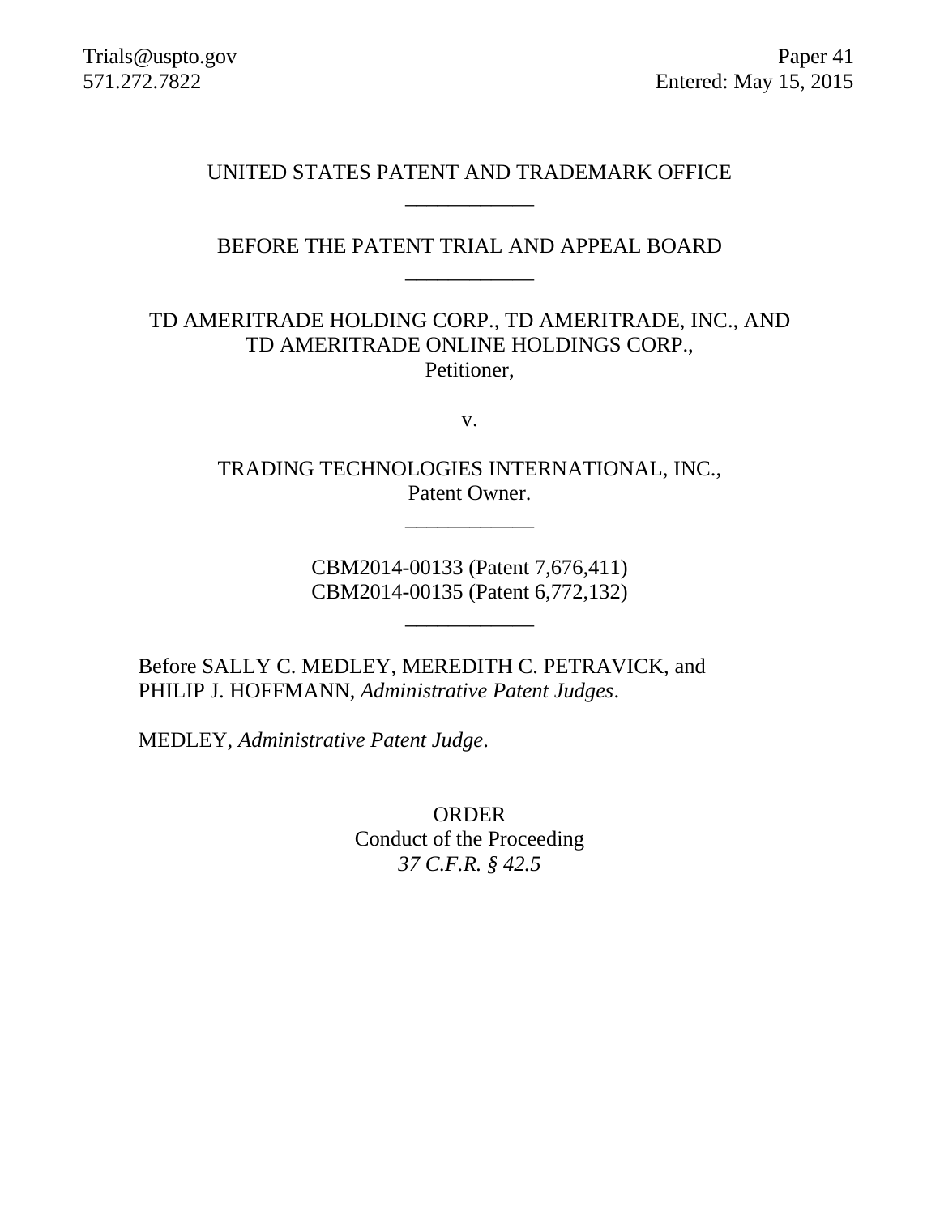Trials@uspto.gov
571.272.7822

Paper 41
Entered: May 15, 2015

UNITED STATES PATENT AND TRADEMARK OFFICE

---

BEFORE THE PATENT TRIAL AND APPEAL BOARD

---

TD AMERITRADE HOLDING CORP., TD AMERITRADE, INC., AND TD AMERITRADE ONLINE HOLDINGS CORP.,
Petitioner,

v.

TRADING TECHNOLOGIES INTERNATIONAL, INC.,
Patent Owner.

---

CBM2014-00133 (Patent 7,676,411)
CBM2014-00135 (Patent 6,772,132)

---

Before SALLY C. MEDLEY, MEREDITH C. PETRAVICK, and PHILIP J. HOFFMANN, *Administrative Patent Judges*.

MEDLEY, *Administrative Patent Judge*.

ORDER
Conduct of the Proceeding
*37 C.F.R. § 42.5*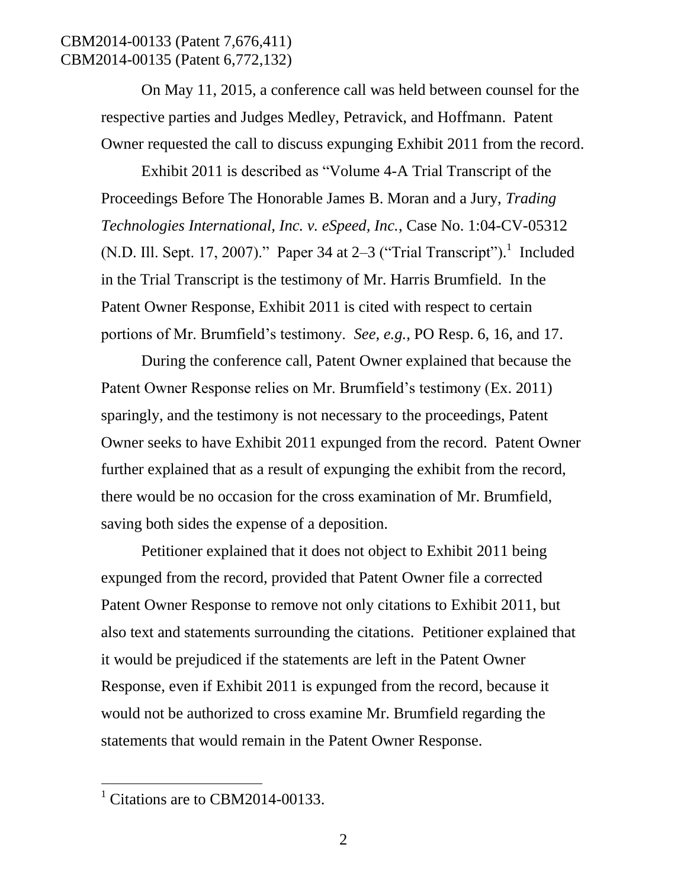On May 11, 2015, a conference call was held between counsel for the respective parties and Judges Medley, Petravick, and Hoffmann. Patent Owner requested the call to discuss expunging Exhibit 2011 from the record.

Exhibit 2011 is described as "Volume 4-A Trial Transcript of the Proceedings Before The Honorable James B. Moran and a Jury, *Trading Technologies International, Inc. v. eSpeed, Inc.*, Case No. 1:04-CV-05312 (N.D. Ill. Sept. 17, 2007)." Paper 34 at 2–3 ("Trial Transcript").[1] Included in the Trial Transcript is the testimony of Mr. Harris Brumfield. In the Patent Owner Response, Exhibit 2011 is cited with respect to certain portions of Mr. Brumfield's testimony. *See, e.g.*, PO Resp. 6, 16, and 17.

During the conference call, Patent Owner explained that because the Patent Owner Response relies on Mr. Brumfield's testimony (Ex. 2011) sparingly, and the testimony is not necessary to the proceedings, Patent Owner seeks to have Exhibit 2011 expunged from the record. Patent Owner further explained that as a result of expunging the exhibit from the record, there would be no occasion for the cross examination of Mr. Brumfield, saving both sides the expense of a deposition.

Petitioner explained that it does not object to Exhibit 2011 being expunged from the record, provided that Patent Owner file a corrected Patent Owner Response to remove not only citations to Exhibit 2011, but also text and statements surrounding the citations. Petitioner explained that it would be prejudiced if the statements are left in the Patent Owner Response, even if Exhibit 2011 is expunged from the record, because it would not be authorized to cross examine Mr. Brumfield regarding the statements that would remain in the Patent Owner Response.

[1] Citations are to CBM2014-00133.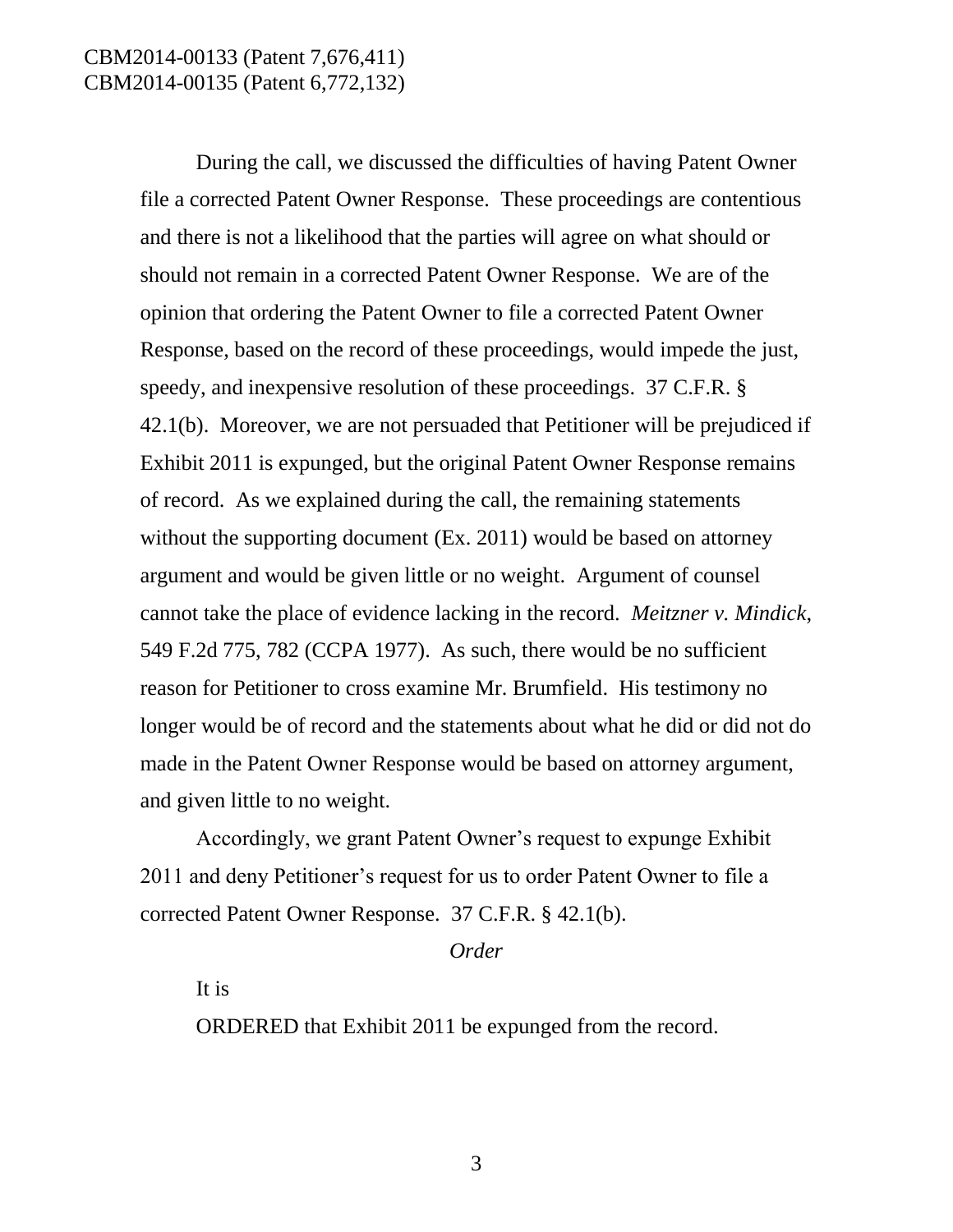During the call, we discussed the difficulties of having Patent Owner file a corrected Patent Owner Response. These proceedings are contentious and there is not a likelihood that the parties will agree on what should or should not remain in a corrected Patent Owner Response. We are of the opinion that ordering the Patent Owner to file a corrected Patent Owner Response, based on the record of these proceedings, would impede the just, speedy, and inexpensive resolution of these proceedings. 37 C.F.R. § 42.1(b). Moreover, we are not persuaded that Petitioner will be prejudiced if Exhibit 2011 is expunged, but the original Patent Owner Response remains of record. As we explained during the call, the remaining statements without the supporting document (Ex. 2011) would be based on attorney argument and would be given little or no weight. Argument of counsel cannot take the place of evidence lacking in the record. *Meitzner v. Mindick*, 549 F.2d 775, 782 (CCPA 1977). As such, there would be no sufficient reason for Petitioner to cross examine Mr. Brumfield. His testimony no longer would be of record and the statements about what he did or did not do made in the Patent Owner Response would be based on attorney argument, and given little to no weight.

Accordingly, we grant Patent Owner's request to expunge Exhibit 2011 and deny Petitioner's request for us to order Patent Owner to file a corrected Patent Owner Response. 37 C.F.R. § 42.1(b).

*Order*

It is

ORDERED that Exhibit 2011 be expunged from the record.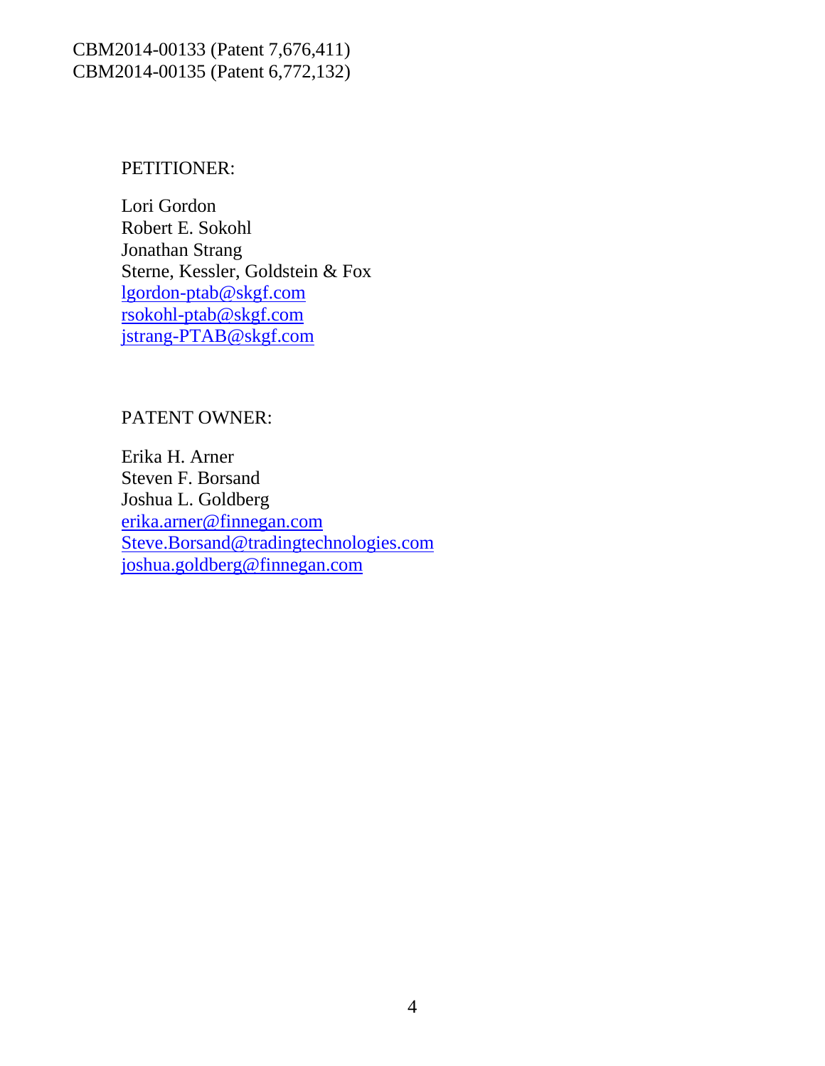PETITIONER:

Lori Gordon
Robert E. Sokohl
Jonathan Strang
Sterne, Kessler, Goldstein & Fox
lgordon-ptab@skgf.com
rsokohl-ptab@skgf.com
jstrang-PTAB@skgf.com

PATENT OWNER:

Erika H. Arner
Steven F. Borsand
Joshua L. Goldberg
erika.arner@finnegan.com
Steve.Borsand@tradingtechnologies.com
joshua.goldberg@finnegan.com